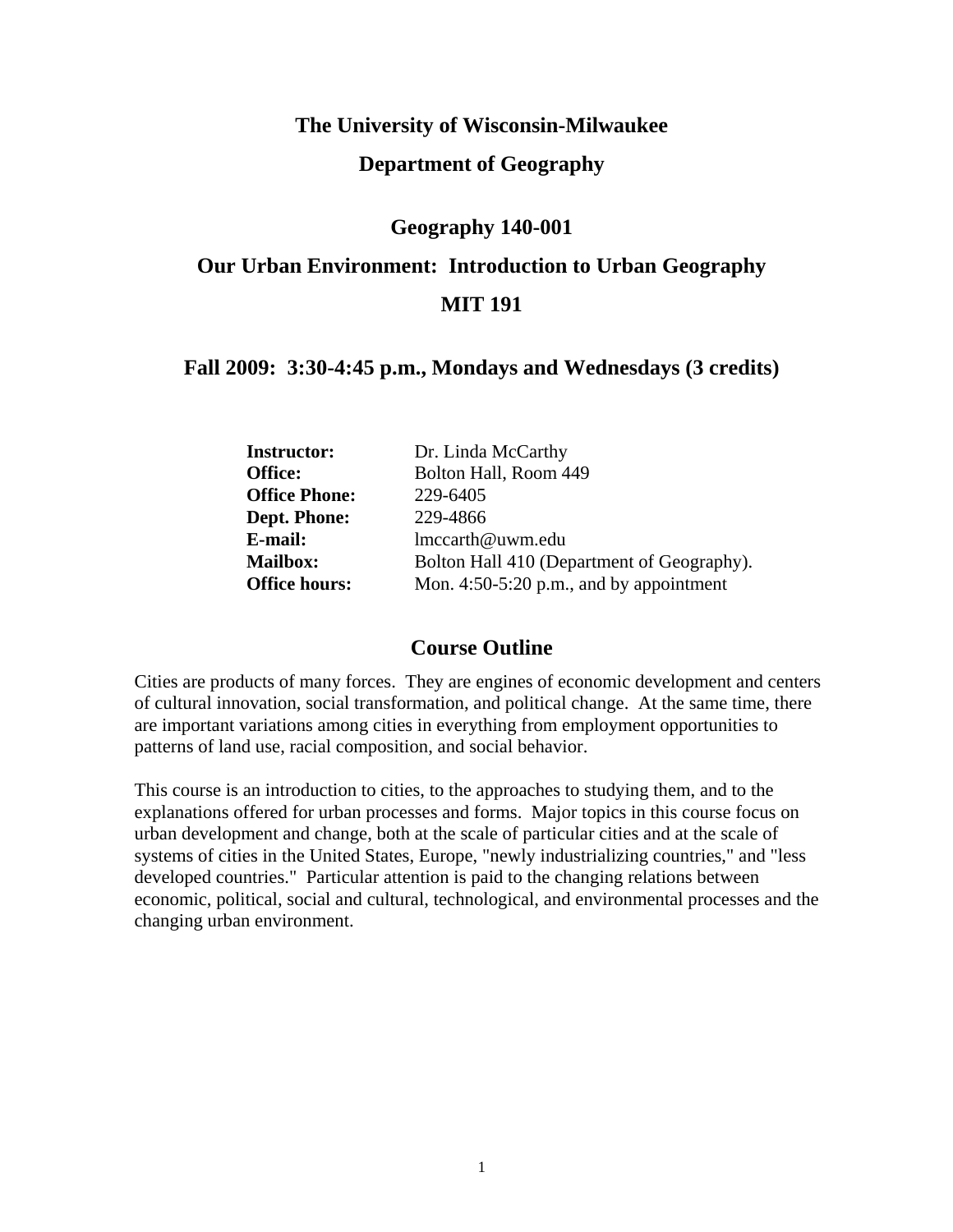# The University of Wisconsin-Milwaukee

## Department of Geography

## Geography 140-001

## Our Urban Environment: Introduction to Urban Geography

## MIT 191

### Fall 2009: 3:30-4:45 p.m., Mondays and Wednesdays (3 credits)

| | |
|---|---|
| **Instructor:** | Dr. Linda McCarthy |
| **Office:** | Bolton Hall, Room 449 |
| **Office Phone:** | 229-6405 |
| **Dept. Phone:** | 229-4866 |
| **E-mail:** | lmccarth@uwm.edu |
| **Mailbox:** | Bolton Hall 410 (Department of Geography). |
| **Office hours:** | Mon. 4:50-5:20 p.m., and by appointment |

## Course Outline

Cities are products of many forces. They are engines of economic development and centers of cultural innovation, social transformation, and political change. At the same time, there are important variations among cities in everything from employment opportunities to patterns of land use, racial composition, and social behavior.

This course is an introduction to cities, to the approaches to studying them, and to the explanations offered for urban processes and forms. Major topics in this course focus on urban development and change, both at the scale of particular cities and at the scale of systems of cities in the United States, Europe, "newly industrializing countries," and "less developed countries." Particular attention is paid to the changing relations between economic, political, social and cultural, technological, and environmental processes and the changing urban environment.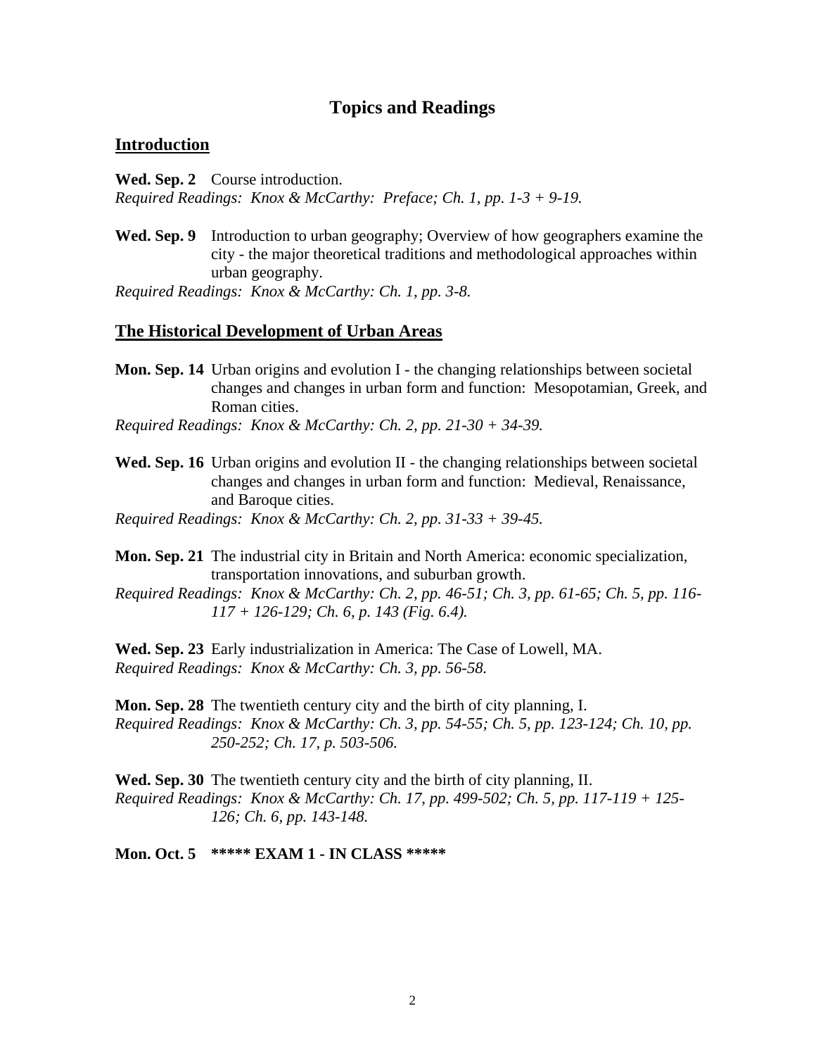# Topics and Readings

## Introduction

**Wed. Sep. 2** Course introduction.
*Required Readings: Knox & McCarthy: Preface; Ch. 1, pp. 1-3 + 9-19.*

**Wed. Sep. 9** Introduction to urban geography; Overview of how geographers examine the city - the major theoretical traditions and methodological approaches within urban geography.
*Required Readings: Knox & McCarthy: Ch. 1, pp. 3-8.*

## The Historical Development of Urban Areas

**Mon. Sep. 14** Urban origins and evolution I - the changing relationships between societal changes and changes in urban form and function: Mesopotamian, Greek, and Roman cities.
*Required Readings: Knox & McCarthy: Ch. 2, pp. 21-30 + 34-39.*

**Wed. Sep. 16** Urban origins and evolution II - the changing relationships between societal changes and changes in urban form and function: Medieval, Renaissance, and Baroque cities.
*Required Readings: Knox & McCarthy: Ch. 2, pp. 31-33 + 39-45.*

**Mon. Sep. 21** The industrial city in Britain and North America: economic specialization, transportation innovations, and suburban growth.
*Required Readings: Knox & McCarthy: Ch. 2, pp. 46-51; Ch. 3, pp. 61-65; Ch. 5, pp. 116-117 + 126-129; Ch. 6, p. 143 (Fig. 6.4).*

**Wed. Sep. 23** Early industrialization in America: The Case of Lowell, MA.
*Required Readings: Knox & McCarthy: Ch. 3, pp. 56-58.*

**Mon. Sep. 28** The twentieth century city and the birth of city planning, I.
*Required Readings: Knox & McCarthy: Ch. 3, pp. 54-55; Ch. 5, pp. 123-124; Ch. 10, pp. 250-252; Ch. 17, p. 503-506.*

**Wed. Sep. 30** The twentieth century city and the birth of city planning, II.
*Required Readings: Knox & McCarthy: Ch. 17, pp. 499-502; Ch. 5, pp. 117-119 + 125-126; Ch. 6, pp. 143-148.*

**Mon. Oct. 5 \*\*\*\*\* EXAM 1 - IN CLASS \*\*\*\*\***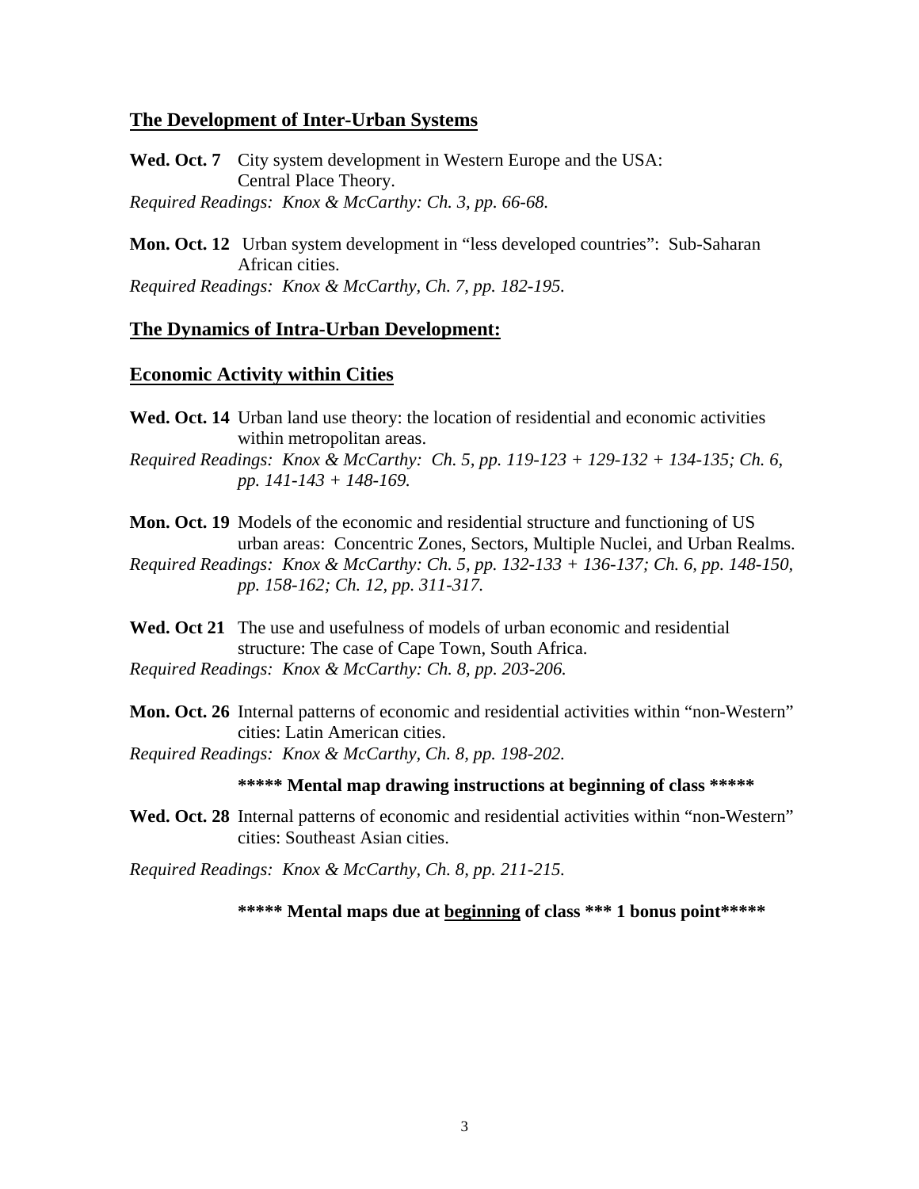## The Development of Inter-Urban Systems

**Wed. Oct. 7** City system development in Western Europe and the USA: Central Place Theory.
*Required Readings: Knox & McCarthy: Ch. 3, pp. 66-68.*

**Mon. Oct. 12** Urban system development in "less developed countries": Sub-Saharan African cities.
*Required Readings: Knox & McCarthy, Ch. 7, pp. 182-195.*

## The Dynamics of Intra-Urban Development:

## Economic Activity within Cities

**Wed. Oct. 14** Urban land use theory: the location of residential and economic activities within metropolitan areas.
*Required Readings: Knox & McCarthy: Ch. 5, pp. 119-123 + 129-132 + 134-135; Ch. 6, pp. 141-143 + 148-169.*

**Mon. Oct. 19** Models of the economic and residential structure and functioning of US urban areas: Concentric Zones, Sectors, Multiple Nuclei, and Urban Realms.
*Required Readings: Knox & McCarthy: Ch. 5, pp. 132-133 + 136-137; Ch. 6, pp. 148-150, pp. 158-162; Ch. 12, pp. 311-317.*

**Wed. Oct 21** The use and usefulness of models of urban economic and residential structure: The case of Cape Town, South Africa.
*Required Readings: Knox & McCarthy: Ch. 8, pp. 203-206.*

**Mon. Oct. 26** Internal patterns of economic and residential activities within "non-Western" cities: Latin American cities.
*Required Readings: Knox & McCarthy, Ch. 8, pp. 198-202.*

**\*\*\*\*\* Mental map drawing instructions at beginning of class \*\*\*\*\***

**Wed. Oct. 28** Internal patterns of economic and residential activities within "non-Western" cities: Southeast Asian cities.

*Required Readings: Knox & McCarthy, Ch. 8, pp. 211-215.*

**\*\*\*\*\* Mental maps due at <u>beginning</u> of class \*\*\* 1 bonus point\*\*\*\*\***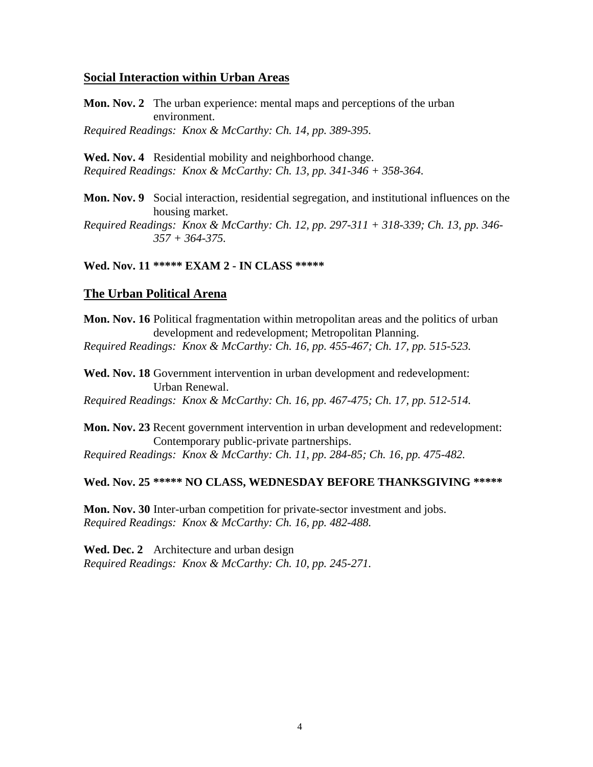## Social Interaction within Urban Areas

**Mon. Nov. 2** The urban experience: mental maps and perceptions of the urban environment.
*Required Readings: Knox & McCarthy: Ch. 14, pp. 389-395.*

**Wed. Nov. 4** Residential mobility and neighborhood change.
*Required Readings: Knox & McCarthy: Ch. 13, pp. 341-346 + 358-364.*

**Mon. Nov. 9** Social interaction, residential segregation, and institutional influences on the housing market.
*Required Readings: Knox & McCarthy: Ch. 12, pp. 297-311 + 318-339; Ch. 13, pp. 346-357 + 364-375.*

**Wed. Nov. 11 ***** EXAM 2 - IN CLASS *****

## The Urban Political Arena

**Mon. Nov. 16** Political fragmentation within metropolitan areas and the politics of urban development and redevelopment; Metropolitan Planning.
*Required Readings: Knox & McCarthy: Ch. 16, pp. 455-467; Ch. 17, pp. 515-523.*

**Wed. Nov. 18** Government intervention in urban development and redevelopment: Urban Renewal.
*Required Readings: Knox & McCarthy: Ch. 16, pp. 467-475; Ch. 17, pp. 512-514.*

**Mon. Nov. 23** Recent government intervention in urban development and redevelopment: Contemporary public-private partnerships.
*Required Readings: Knox & McCarthy: Ch. 11, pp. 284-85; Ch. 16, pp. 475-482.*

**Wed. Nov. 25 ***** NO CLASS, WEDNESDAY BEFORE THANKSGIVING *****

**Mon. Nov. 30** Inter-urban competition for private-sector investment and jobs.
*Required Readings: Knox & McCarthy: Ch. 16, pp. 482-488.*

**Wed. Dec. 2** Architecture and urban design
*Required Readings: Knox & McCarthy: Ch. 10, pp. 245-271.*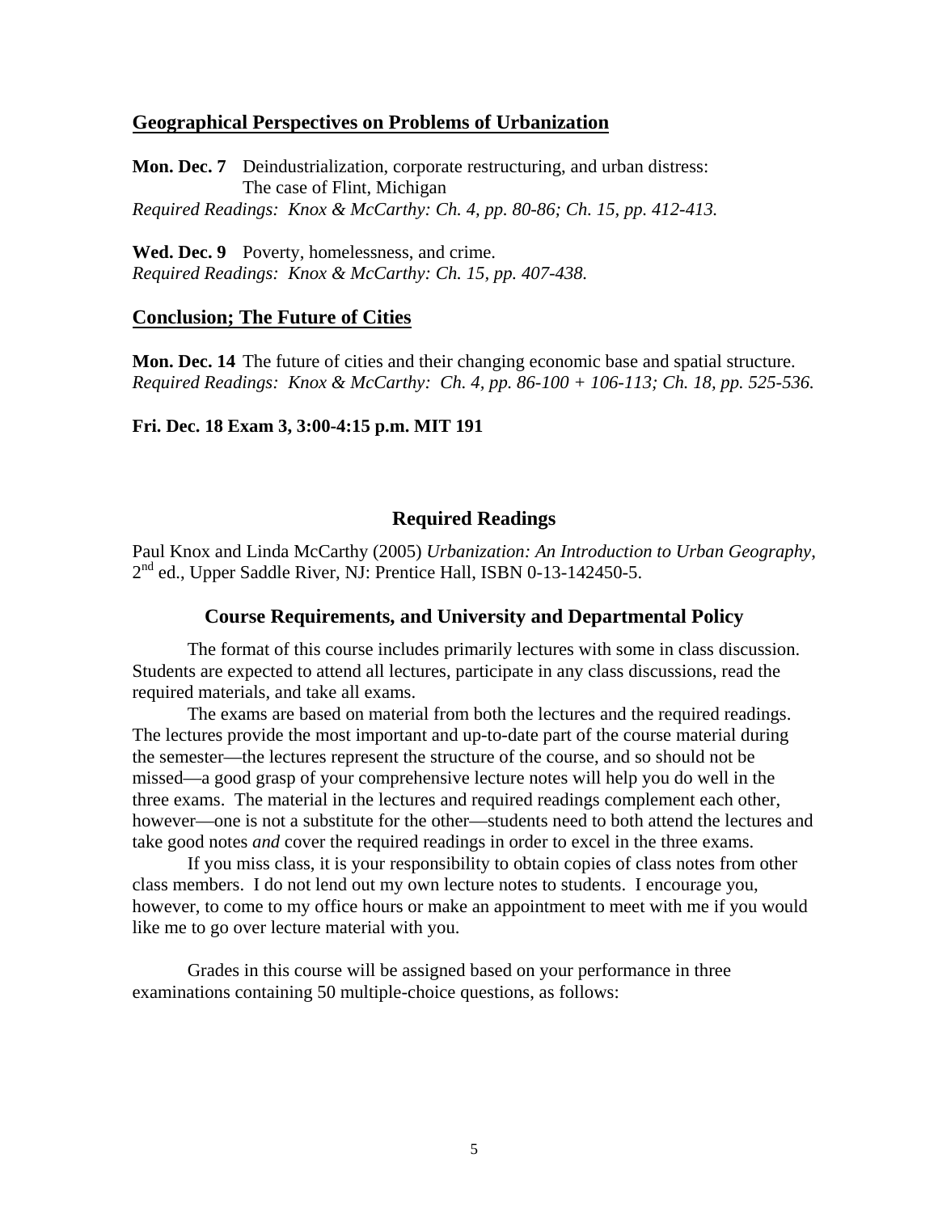## Geographical Perspectives on Problems of Urbanization

**Mon. Dec. 7** Deindustrialization, corporate restructuring, and urban distress: The case of Flint, Michigan
*Required Readings: Knox & McCarthy: Ch. 4, pp. 80-86; Ch. 15, pp. 412-413.*

**Wed. Dec. 9** Poverty, homelessness, and crime.
*Required Readings: Knox & McCarthy: Ch. 15, pp. 407-438.*

## Conclusion; The Future of Cities

**Mon. Dec. 14** The future of cities and their changing economic base and spatial structure.
*Required Readings: Knox & McCarthy: Ch. 4, pp. 86-100 + 106-113; Ch. 18, pp. 525-536.*

**Fri. Dec. 18 Exam 3, 3:00-4:15 p.m. MIT 191**

## Required Readings

Paul Knox and Linda McCarthy (2005) *Urbanization: An Introduction to Urban Geography*, 2nd ed., Upper Saddle River, NJ: Prentice Hall, ISBN 0-13-142450-5.

## Course Requirements, and University and Departmental Policy

The format of this course includes primarily lectures with some in class discussion. Students are expected to attend all lectures, participate in any class discussions, read the required materials, and take all exams.

The exams are based on material from both the lectures and the required readings. The lectures provide the most important and up-to-date part of the course material during the semester—the lectures represent the structure of the course, and so should not be missed—a good grasp of your comprehensive lecture notes will help you do well in the three exams. The material in the lectures and required readings complement each other, however—one is not a substitute for the other—students need to both attend the lectures and take good notes *and* cover the required readings in order to excel in the three exams.

If you miss class, it is your responsibility to obtain copies of class notes from other class members. I do not lend out my own lecture notes to students. I encourage you, however, to come to my office hours or make an appointment to meet with me if you would like me to go over lecture material with you.

Grades in this course will be assigned based on your performance in three examinations containing 50 multiple-choice questions, as follows: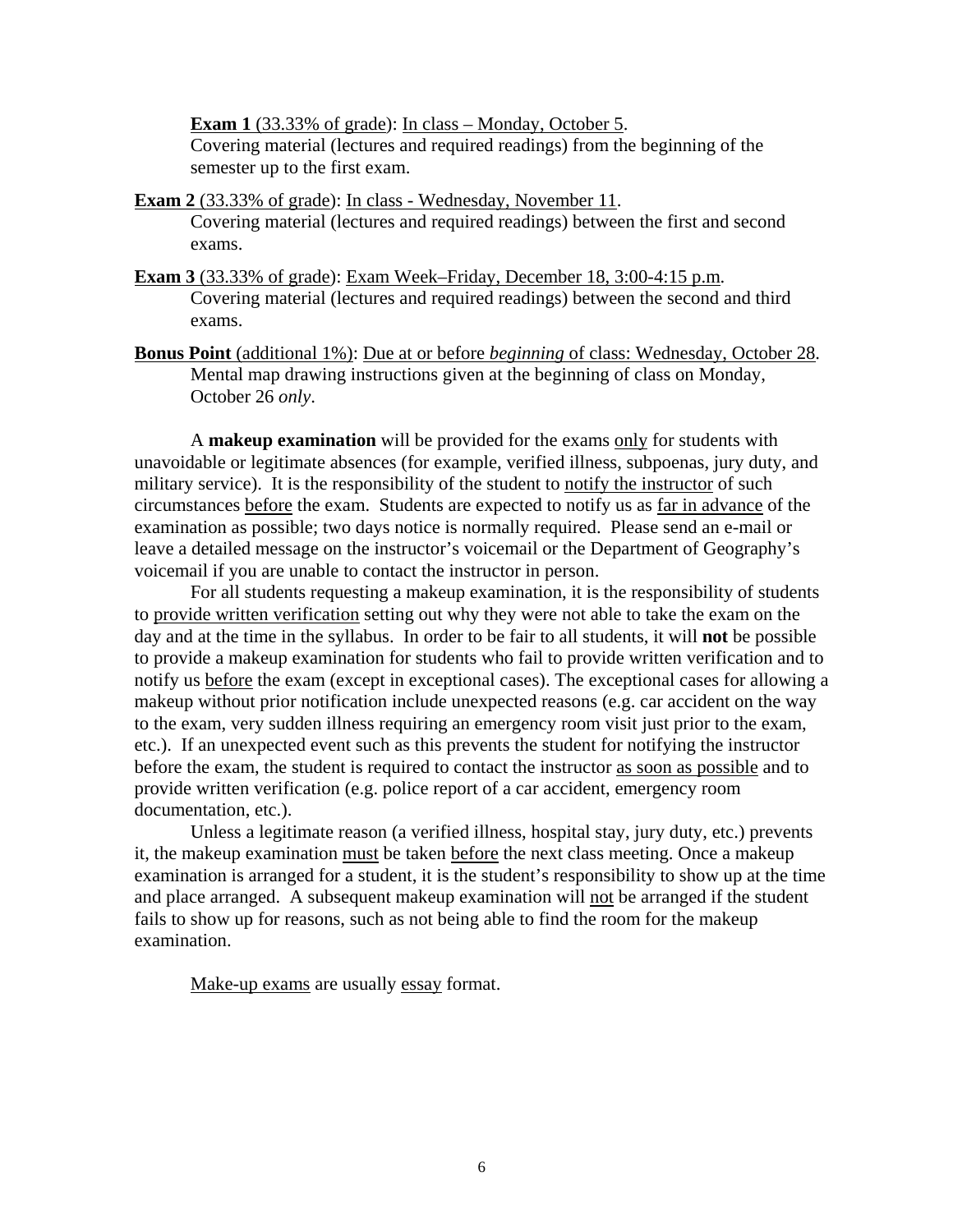**Exam 1** (33.33% of grade): In class – Monday, October 5.
Covering material (lectures and required readings) from the beginning of the semester up to the first exam.

**Exam 2** (33.33% of grade): In class - Wednesday, November 11.
Covering material (lectures and required readings) between the first and second exams.

**Exam 3** (33.33% of grade): Exam Week–Friday, December 18, 3:00-4:15 p.m.
Covering material (lectures and required readings) between the second and third exams.

**Bonus Point** (additional 1%): Due at or before *beginning* of class: Wednesday, October 28.
Mental map drawing instructions given at the beginning of class on Monday, October 26 *only*.

A **makeup examination** will be provided for the exams only for students with unavoidable or legitimate absences (for example, verified illness, subpoenas, jury duty, and military service). It is the responsibility of the student to notify the instructor of such circumstances before the exam. Students are expected to notify us as far in advance of the examination as possible; two days notice is normally required. Please send an e-mail or leave a detailed message on the instructor's voicemail or the Department of Geography's voicemail if you are unable to contact the instructor in person.

For all students requesting a makeup examination, it is the responsibility of students to provide written verification setting out why they were not able to take the exam on the day and at the time in the syllabus. In order to be fair to all students, it will **not** be possible to provide a makeup examination for students who fail to provide written verification and to notify us before the exam (except in exceptional cases). The exceptional cases for allowing a makeup without prior notification include unexpected reasons (e.g. car accident on the way to the exam, very sudden illness requiring an emergency room visit just prior to the exam, etc.). If an unexpected event such as this prevents the student for notifying the instructor before the exam, the student is required to contact the instructor as soon as possible and to provide written verification (e.g. police report of a car accident, emergency room documentation, etc.).

Unless a legitimate reason (a verified illness, hospital stay, jury duty, etc.) prevents it, the makeup examination must be taken before the next class meeting. Once a makeup examination is arranged for a student, it is the student's responsibility to show up at the time and place arranged. A subsequent makeup examination will not be arranged if the student fails to show up for reasons, such as not being able to find the room for the makeup examination.

Make-up exams are usually essay format.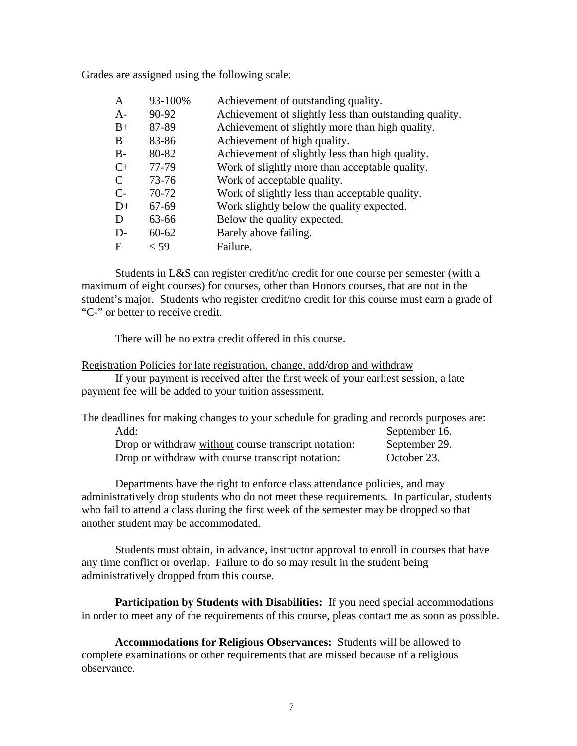Grades are assigned using the following scale:

| | | |
|---|---|---|
| A | 93-100% | Achievement of outstanding quality. |
| A- | 90-92 | Achievement of slightly less than outstanding quality. |
| B+ | 87-89 | Achievement of slightly more than high quality. |
| B | 83-86 | Achievement of high quality. |
| B- | 80-82 | Achievement of slightly less than high quality. |
| C+ | 77-79 | Work of slightly more than acceptable quality. |
| C | 73-76 | Work of acceptable quality. |
| C- | 70-72 | Work of slightly less than acceptable quality. |
| D+ | 67-69 | Work slightly below the quality expected. |
| D | 63-66 | Below the quality expected. |
| D- | 60-62 | Barely above failing. |
| F | ≤ 59 | Failure. |

Students in L&S can register credit/no credit for one course per semester (with a maximum of eight courses) for courses, other than Honors courses, that are not in the student's major. Students who register credit/no credit for this course must earn a grade of "C-" or better to receive credit.

There will be no extra credit offered in this course.

Registration Policies for late registration, change, add/drop and withdraw

If your payment is received after the first week of your earliest session, a late payment fee will be added to your tuition assessment.

The deadlines for making changes to your schedule for grading and records purposes are:

| | |
|---|---|
| Add: | September 16. |
| Drop or withdraw without course transcript notation: | September 29. |
| Drop or withdraw with course transcript notation: | October 23. |

Departments have the right to enforce class attendance policies, and may administratively drop students who do not meet these requirements. In particular, students who fail to attend a class during the first week of the semester may be dropped so that another student may be accommodated.

Students must obtain, in advance, instructor approval to enroll in courses that have any time conflict or overlap. Failure to do so may result in the student being administratively dropped from this course.

**Participation by Students with Disabilities:** If you need special accommodations in order to meet any of the requirements of this course, pleas contact me as soon as possible.

**Accommodations for Religious Observances:** Students will be allowed to complete examinations or other requirements that are missed because of a religious observance.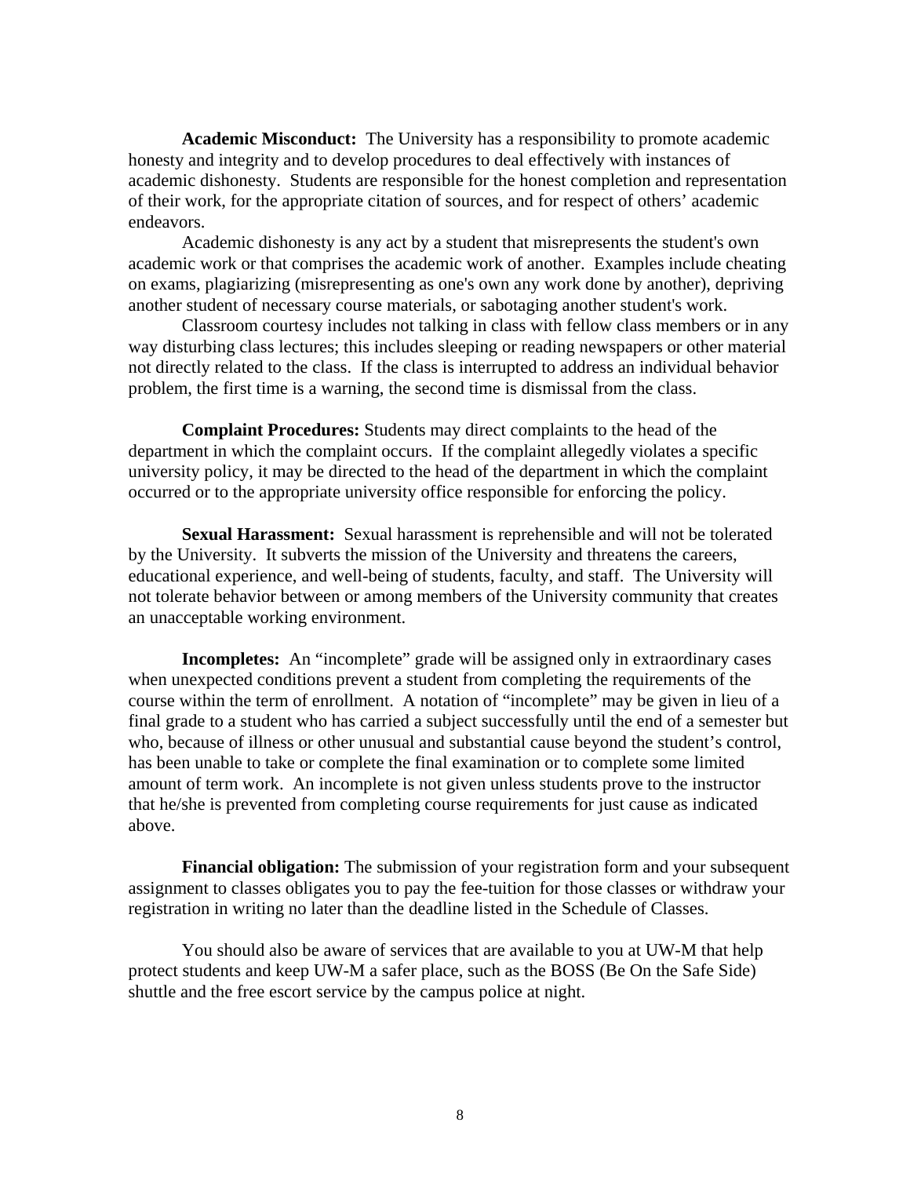**Academic Misconduct:** The University has a responsibility to promote academic honesty and integrity and to develop procedures to deal effectively with instances of academic dishonesty. Students are responsible for the honest completion and representation of their work, for the appropriate citation of sources, and for respect of others' academic endeavors.

Academic dishonesty is any act by a student that misrepresents the student's own academic work or that comprises the academic work of another. Examples include cheating on exams, plagiarizing (misrepresenting as one's own any work done by another), depriving another student of necessary course materials, or sabotaging another student's work.

Classroom courtesy includes not talking in class with fellow class members or in any way disturbing class lectures; this includes sleeping or reading newspapers or other material not directly related to the class. If the class is interrupted to address an individual behavior problem, the first time is a warning, the second time is dismissal from the class.

**Complaint Procedures:** Students may direct complaints to the head of the department in which the complaint occurs. If the complaint allegedly violates a specific university policy, it may be directed to the head of the department in which the complaint occurred or to the appropriate university office responsible for enforcing the policy.

**Sexual Harassment:** Sexual harassment is reprehensible and will not be tolerated by the University. It subverts the mission of the University and threatens the careers, educational experience, and well-being of students, faculty, and staff. The University will not tolerate behavior between or among members of the University community that creates an unacceptable working environment.

**Incompletes:** An "incomplete" grade will be assigned only in extraordinary cases when unexpected conditions prevent a student from completing the requirements of the course within the term of enrollment. A notation of "incomplete" may be given in lieu of a final grade to a student who has carried a subject successfully until the end of a semester but who, because of illness or other unusual and substantial cause beyond the student's control, has been unable to take or complete the final examination or to complete some limited amount of term work. An incomplete is not given unless students prove to the instructor that he/she is prevented from completing course requirements for just cause as indicated above.

**Financial obligation:** The submission of your registration form and your subsequent assignment to classes obligates you to pay the fee-tuition for those classes or withdraw your registration in writing no later than the deadline listed in the Schedule of Classes.

You should also be aware of services that are available to you at UW-M that help protect students and keep UW-M a safer place, such as the BOSS (Be On the Safe Side) shuttle and the free escort service by the campus police at night.